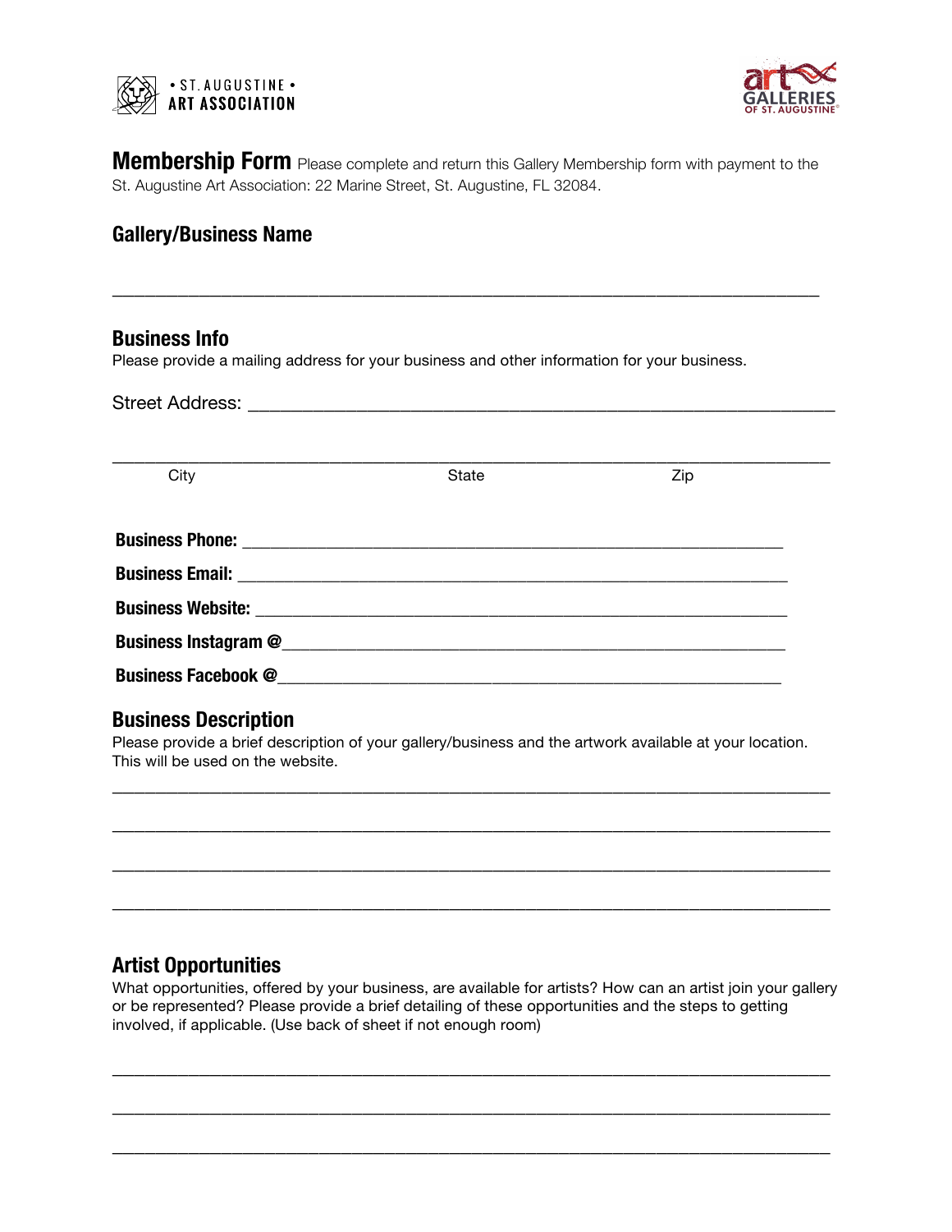• ST. AUGUSTINE •
ART ASSOCIATION

art GALLERIES OF ST. AUGUSTINE

**Membership Form** Please complete and return this Gallery Membership form with payment to the St. Augustine Art Association: 22 Marine Street, St. Augustine, FL 32084.

## Gallery/Business Name

_______________________________________________________________________________

## Business Info

Please provide a mailing address for your business and other information for your business.

Street Address: ________________________________________________________________

_______________________________________________________________________________
City State Zip

**Business Phone:** ____________________________________________________________

**Business Email:** ____________________________________________________________

**Business Website:** __________________________________________________________

**Business Instagram @**________________________________________________________

**Business Facebook @**________________________________________________________

## Business Description

Please provide a brief description of your gallery/business and the artwork available at your location. This will be used on the website.

_______________________________________________________________________________

_______________________________________________________________________________

_______________________________________________________________________________

_______________________________________________________________________________

## Artist Opportunities

What opportunities, offered by your business, are available for artists? How can an artist join your gallery or be represented? Please provide a brief detailing of these opportunities and the steps to getting involved, if applicable. (Use back of sheet if not enough room)

_______________________________________________________________________________

_______________________________________________________________________________

_______________________________________________________________________________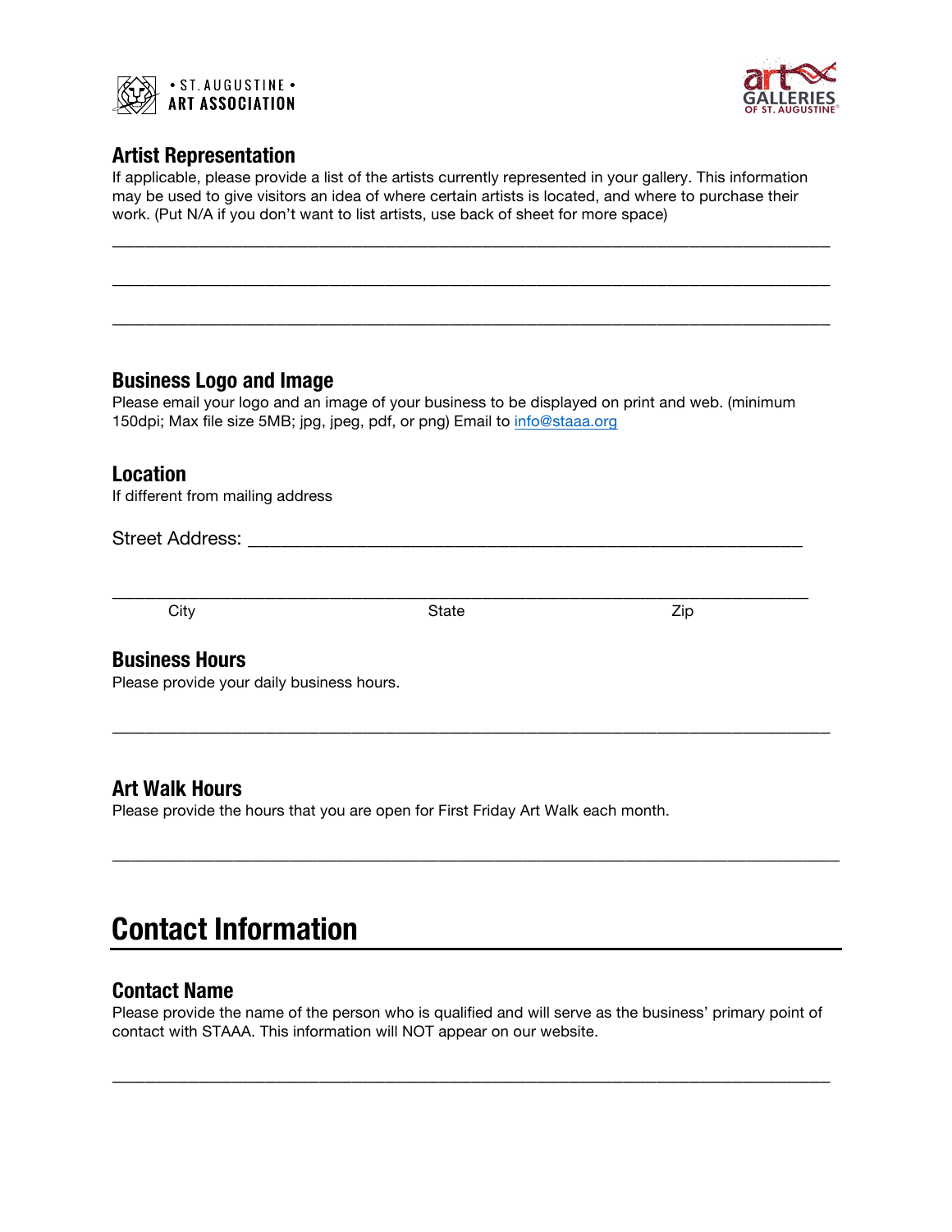## Artist Representation

If applicable, please provide a list of the artists currently represented in your gallery. This information may be used to give visitors an idea of where certain artists is located, and where to purchase their work. (Put N/A if you don't want to list artists, use back of sheet for more space)

\_\_\_\_\_\_\_\_\_\_\_\_\_\_\_\_\_\_\_\_\_\_\_\_\_\_\_\_\_\_\_\_\_\_\_\_\_\_\_\_\_\_\_\_\_\_\_\_\_\_\_\_\_\_\_\_\_\_\_\_\_\_\_\_\_\_\_\_\_\_\_\_

\_\_\_\_\_\_\_\_\_\_\_\_\_\_\_\_\_\_\_\_\_\_\_\_\_\_\_\_\_\_\_\_\_\_\_\_\_\_\_\_\_\_\_\_\_\_\_\_\_\_\_\_\_\_\_\_\_\_\_\_\_\_\_\_\_\_\_\_\_\_\_\_

\_\_\_\_\_\_\_\_\_\_\_\_\_\_\_\_\_\_\_\_\_\_\_\_\_\_\_\_\_\_\_\_\_\_\_\_\_\_\_\_\_\_\_\_\_\_\_\_\_\_\_\_\_\_\_\_\_\_\_\_\_\_\_\_\_\_\_\_\_\_\_\_

## Business Logo and Image

Please email your logo and an image of your business to be displayed on print and web. (minimum 150dpi; Max file size 5MB; jpg, jpeg, pdf, or png) Email to info@staaa.org

## Location

If different from mailing address

Street Address: \_\_\_\_\_\_\_\_\_\_\_\_\_\_\_\_\_\_\_\_\_\_\_\_\_\_\_\_\_\_\_\_\_\_\_\_\_\_\_\_\_\_\_\_\_\_\_\_\_\_\_\_\_\_\_\_

\_\_\_\_\_\_\_\_\_\_\_\_\_\_\_\_\_\_\_\_\_\_\_\_\_\_\_\_\_\_\_\_\_\_\_\_\_\_\_\_\_\_\_\_\_\_\_\_\_\_\_\_\_\_\_\_\_\_\_\_\_\_\_\_\_\_\_\_\_\_\_\_

City State Zip

## Business Hours

Please provide your daily business hours.

\_\_\_\_\_\_\_\_\_\_\_\_\_\_\_\_\_\_\_\_\_\_\_\_\_\_\_\_\_\_\_\_\_\_\_\_\_\_\_\_\_\_\_\_\_\_\_\_\_\_\_\_\_\_\_\_\_\_\_\_\_\_\_\_\_\_\_\_\_\_\_\_

## Art Walk Hours

Please provide the hours that you are open for First Friday Art Walk each month.

\_\_\_\_\_\_\_\_\_\_\_\_\_\_\_\_\_\_\_\_\_\_\_\_\_\_\_\_\_\_\_\_\_\_\_\_\_\_\_\_\_\_\_\_\_\_\_\_\_\_\_\_\_\_\_\_\_\_\_\_\_\_\_\_\_\_\_\_\_\_\_\_

# Contact Information

## Contact Name

Please provide the name of the person who is qualified and will serve as the business' primary point of contact with STAAA. This information will NOT appear on our website.

\_\_\_\_\_\_\_\_\_\_\_\_\_\_\_\_\_\_\_\_\_\_\_\_\_\_\_\_\_\_\_\_\_\_\_\_\_\_\_\_\_\_\_\_\_\_\_\_\_\_\_\_\_\_\_\_\_\_\_\_\_\_\_\_\_\_\_\_\_\_\_\_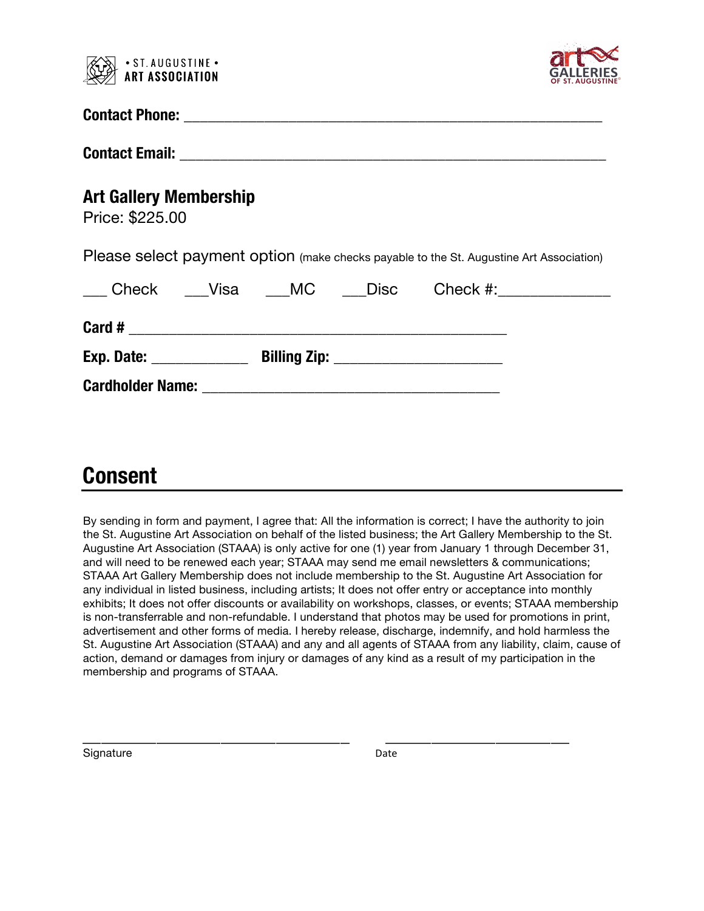• ST. AUGUSTINE •
ART ASSOCIATION

art GALLERIES OF ST. AUGUSTINE

**Contact Phone:** ________________________________________________________

**Contact Email:** ________________________________________________________

## Art Gallery Membership

Price: $225.00

Please select payment option (make checks payable to the St. Augustine Art Association)

___ Check ___Visa ___MC ___Disc Check #:_____________

**Card #** ____________________________________________

**Exp. Date:** ____________ **Billing Zip:** ____________________

**Cardholder Name:** ___________________________________

## Consent

By sending in form and payment, I agree that: All the information is correct; I have the authority to join the St. Augustine Art Association on behalf of the listed business; the Art Gallery Membership to the St. Augustine Art Association (STAAA) is only active for one (1) year from January 1 through December 31, and will need to be renewed each year; STAAA may send me email newsletters & communications; STAAA Art Gallery Membership does not include membership to the St. Augustine Art Association for any individual in listed business, including artists; It does not offer entry or acceptance into monthly exhibits; It does not offer discounts or availability on workshops, classes, or events; STAAA membership is non-transferrable and non-refundable. I understand that photos may be used for promotions in print, advertisement and other forms of media. I hereby release, discharge, indemnify, and hold harmless the St. Augustine Art Association (STAAA) and any and all agents of STAAA from any liability, claim, cause of action, demand or damages from injury or damages of any kind as a result of my participation in the membership and programs of STAAA.

________________________________________ ____________________________

Signature Date